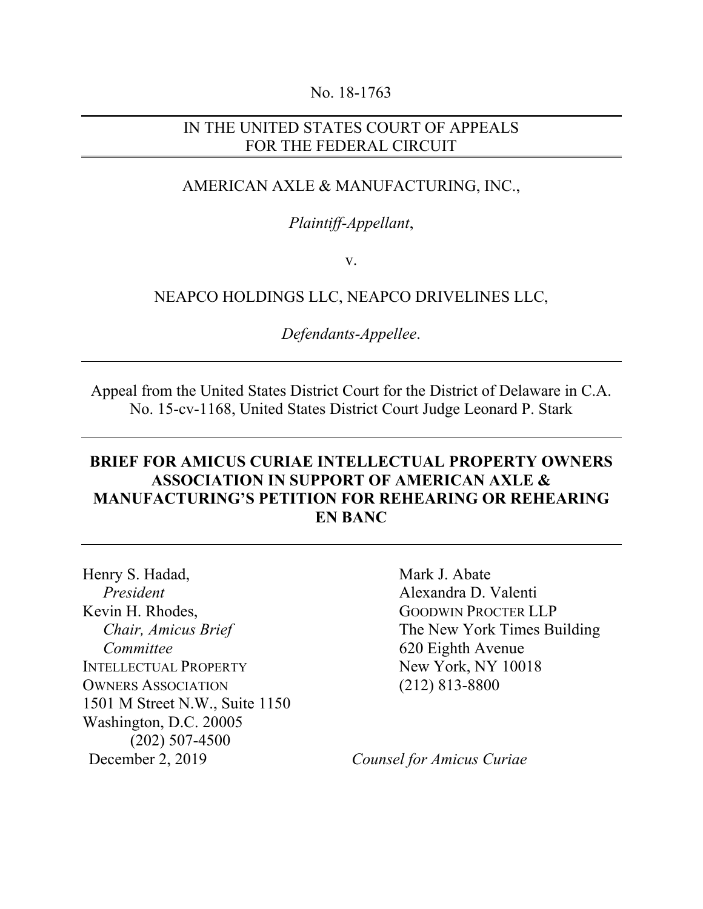No. 18-1763

IN THE UNITED STATES COURT OF APPEALS
FOR THE FEDERAL CIRCUIT

AMERICAN AXLE & MANUFACTURING, INC.,

*Plaintiff-Appellant*,

v.

NEAPCO HOLDINGS LLC, NEAPCO DRIVELINES LLC,

*Defendants-Appellee*.

---

Appeal from the United States District Court for the District of Delaware in C.A. No. 15-cv-1168, United States District Court Judge Leonard P. Stark

---

**BRIEF FOR AMICUS CURIAE INTELLECTUAL PROPERTY OWNERS ASSOCIATION IN SUPPORT OF AMERICAN AXLE & MANUFACTURING'S PETITION FOR REHEARING OR REHEARING EN BANC**

---

Henry S. Hadad,
*President*
Kevin H. Rhodes,
*Chair, Amicus Brief Committee*
INTELLECTUAL PROPERTY OWNERS ASSOCIATION
1501 M Street N.W., Suite 1150
Washington, D.C. 20005
(202) 507-4500

December 2, 2019

Mark J. Abate
Alexandra D. Valenti
GOODWIN PROCTER LLP
The New York Times Building
620 Eighth Avenue
New York, NY 10018
(212) 813-8800

*Counsel for Amicus Curiae*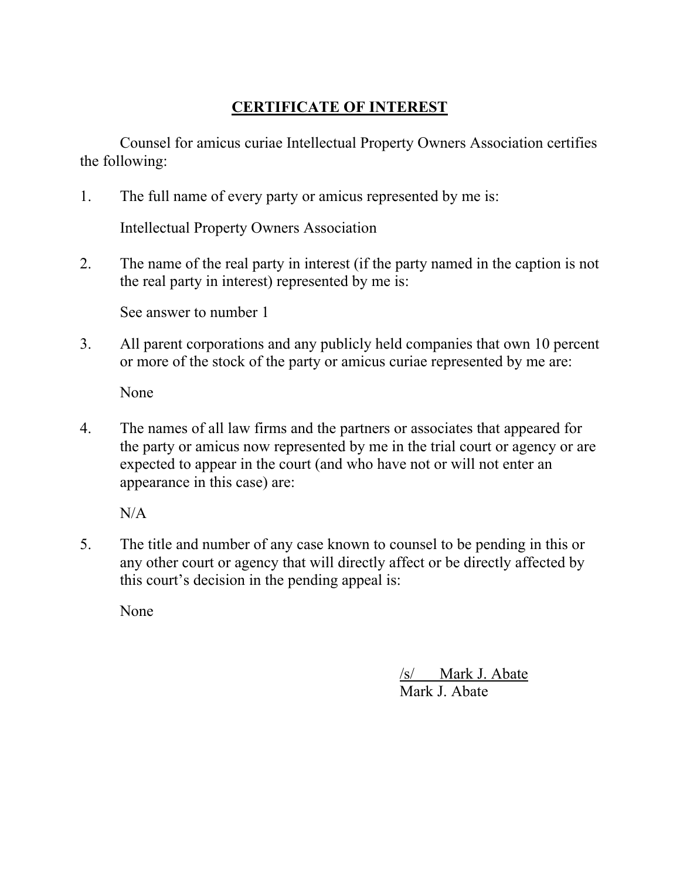# CERTIFICATE OF INTEREST

Counsel for amicus curiae Intellectual Property Owners Association certifies the following:

1. The full name of every party or amicus represented by me is:

   Intellectual Property Owners Association

2. The name of the real party in interest (if the party named in the caption is not the real party in interest) represented by me is:

   See answer to number 1

3. All parent corporations and any publicly held companies that own 10 percent or more of the stock of the party or amicus curiae represented by me are:

   None

4. The names of all law firms and the partners or associates that appeared for the party or amicus now represented by me in the trial court or agency or are expected to appear in the court (and who have not or will not enter an appearance in this case) are:

   N/A

5. The title and number of any case known to counsel to be pending in this or any other court or agency that will directly affect or be directly affected by this court's decision in the pending appeal is:

   None

/s/ Mark J. Abate
Mark J. Abate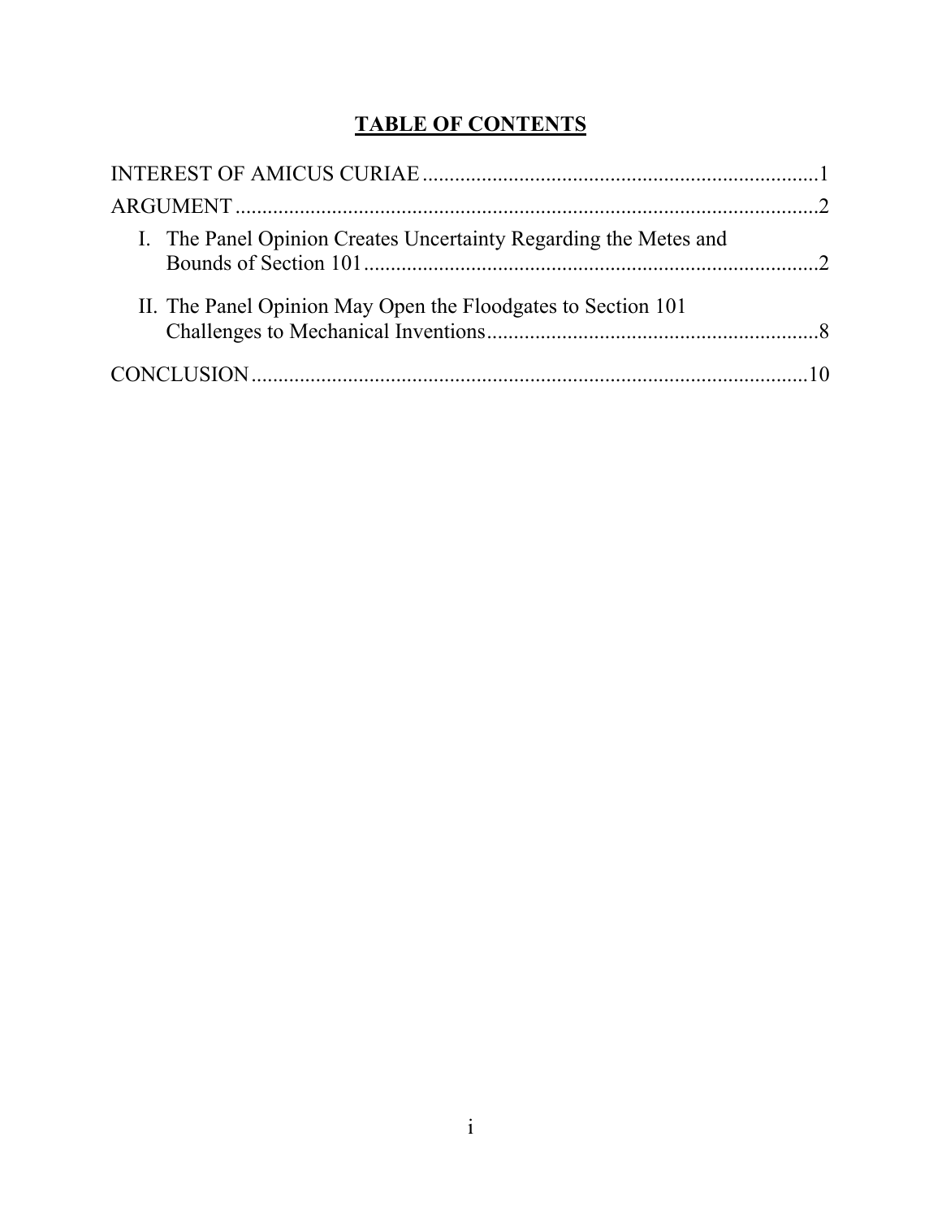# TABLE OF CONTENTS

INTEREST OF AMICUS CURIAE .......................................................................... 1

ARGUMENT ........................................................................................................ 2

I. The Panel Opinion Creates Uncertainty Regarding the Metes and Bounds of Section 101 .................................................................................... 2

II. The Panel Opinion May Open the Floodgates to Section 101 Challenges to Mechanical Inventions ............................................................. 8

CONCLUSION ..................................................................................................... 10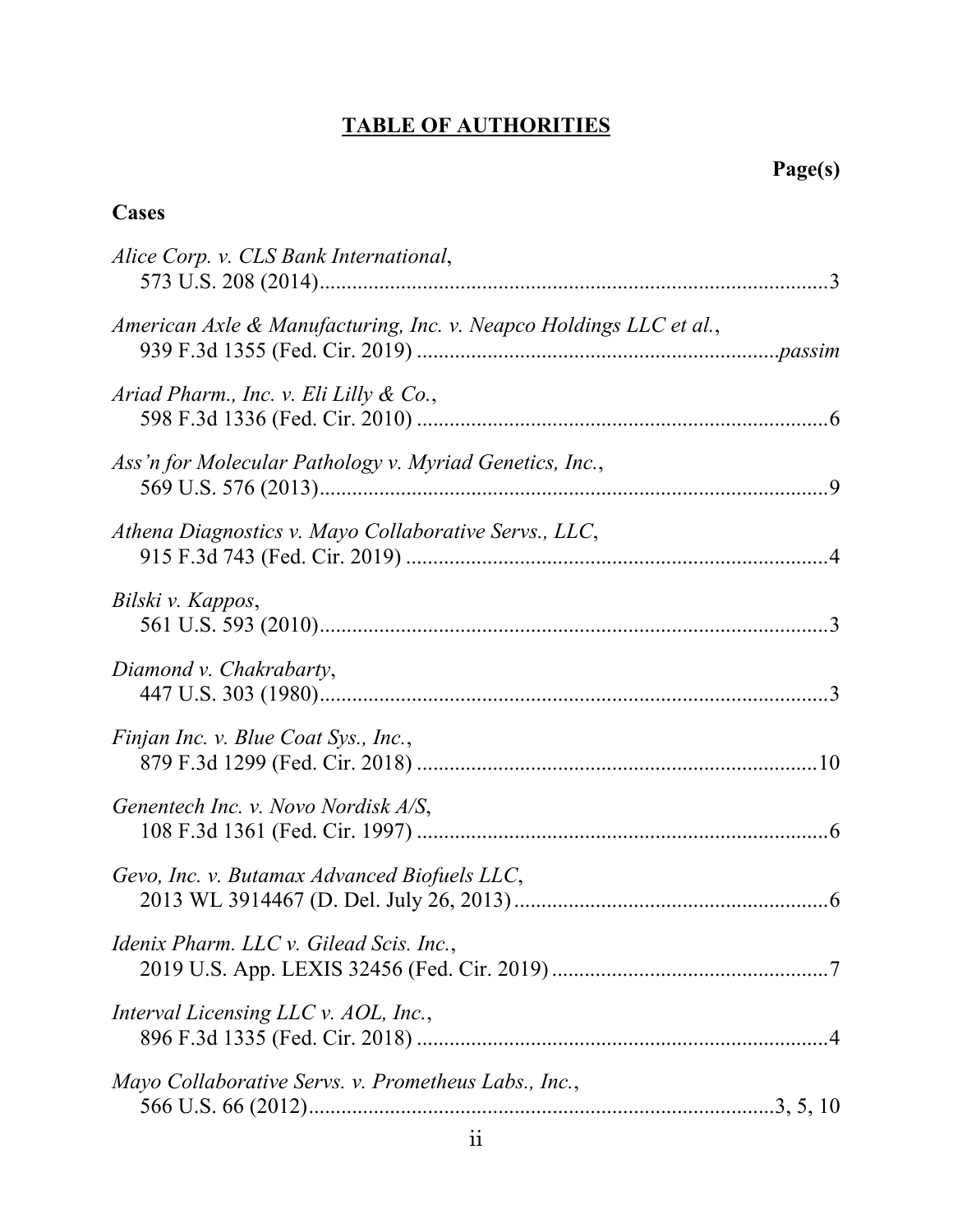## TABLE OF AUTHORITIES

**Page(s)**

### Cases

*Alice Corp. v. CLS Bank International*,
573 U.S. 208 (2014)....................................................................................3

*American Axle & Manufacturing, Inc. v. Neapco Holdings LLC et al.*,
939 F.3d 1355 (Fed. Cir. 2019) ....................................................................*passim*

*Ariad Pharm., Inc. v. Eli Lilly & Co.*,
598 F.3d 1336 (Fed. Cir. 2010) ....................................................................6

*Ass'n for Molecular Pathology v. Myriad Genetics, Inc.*,
569 U.S. 576 (2013)....................................................................................9

*Athena Diagnostics v. Mayo Collaborative Servs., LLC*,
915 F.3d 743 (Fed. Cir. 2019) ......................................................................4

*Bilski v. Kappos*,
561 U.S. 593 (2010)....................................................................................3

*Diamond v. Chakrabarty*,
447 U.S. 303 (1980)....................................................................................3

*Finjan Inc. v. Blue Coat Sys., Inc.*,
879 F.3d 1299 (Fed. Cir. 2018) ....................................................................10

*Genentech Inc. v. Novo Nordisk A/S*,
108 F.3d 1361 (Fed. Cir. 1997) ....................................................................6

*Gevo, Inc. v. Butamax Advanced Biofuels LLC*,
2013 WL 3914467 (D. Del. July 26, 2013) ..................................................6

*Idenix Pharm. LLC v. Gilead Scis. Inc.*,
2019 U.S. App. LEXIS 32456 (Fed. Cir. 2019) ............................................7

*Interval Licensing LLC v. AOL, Inc.*,
896 F.3d 1335 (Fed. Cir. 2018) ....................................................................4

*Mayo Collaborative Servs. v. Prometheus Labs., Inc.*,
566 U.S. 66 (2012)....................................................................................3, 5, 10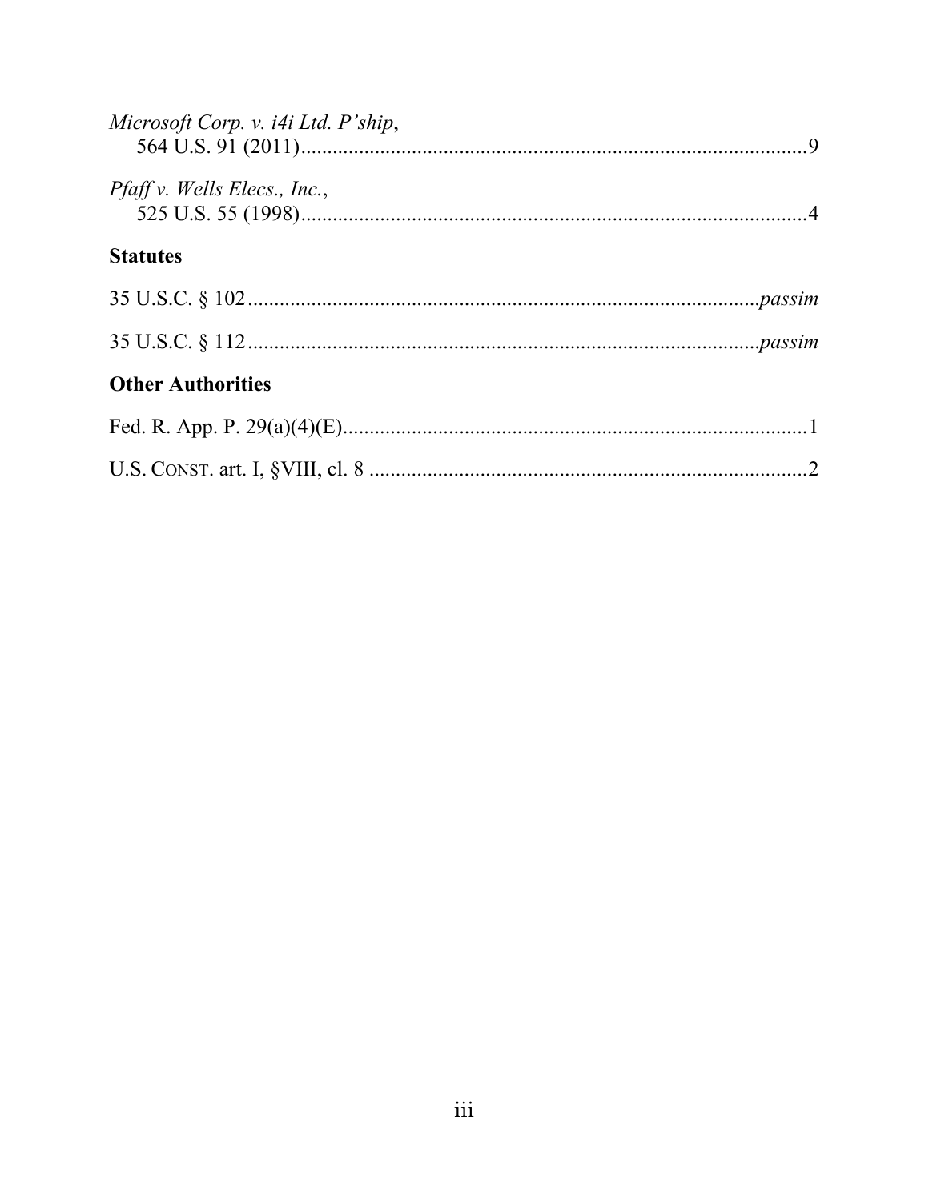*Microsoft Corp. v. i4i Ltd. P'ship*,
564 U.S. 91 (2011)........................................................................................9

*Pfaff v. Wells Elecs., Inc.*,
525 U.S. 55 (1998)........................................................................................4

## Statutes

35 U.S.C. § 102........................................................................................*passim*

35 U.S.C. § 112........................................................................................*passim*

## Other Authorities

Fed. R. App. P. 29(a)(4)(E)..............................................................................1

U.S. CONST. art. I, §VIII, cl. 8 .........................................................................2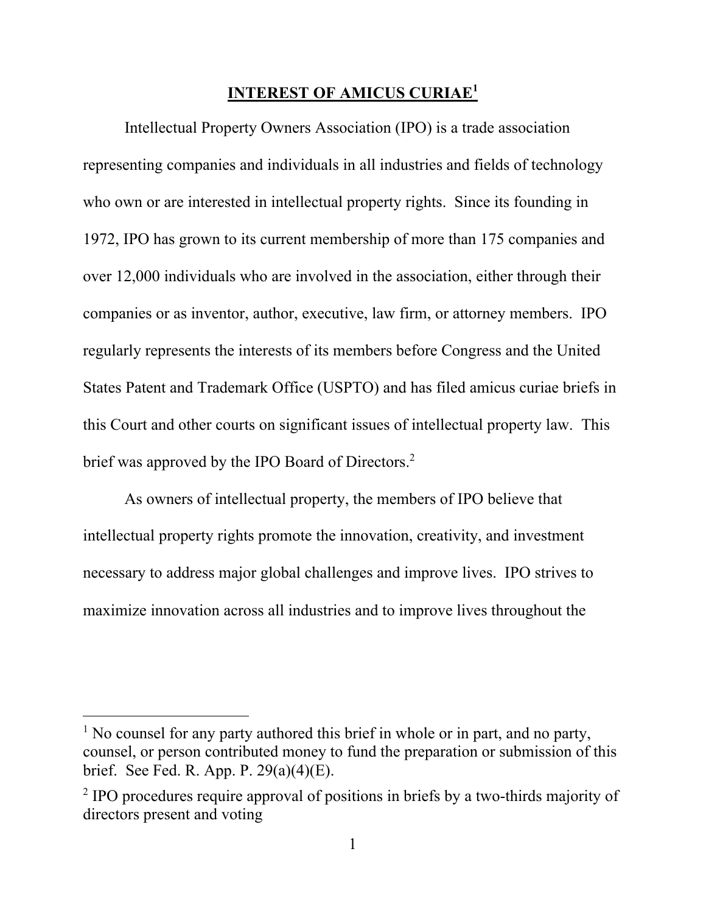## INTEREST OF AMICUS CURIAE[1]

Intellectual Property Owners Association (IPO) is a trade association representing companies and individuals in all industries and fields of technology who own or are interested in intellectual property rights. Since its founding in 1972, IPO has grown to its current membership of more than 175 companies and over 12,000 individuals who are involved in the association, either through their companies or as inventor, author, executive, law firm, or attorney members. IPO regularly represents the interests of its members before Congress and the United States Patent and Trademark Office (USPTO) and has filed amicus curiae briefs in this Court and other courts on significant issues of intellectual property law. This brief was approved by the IPO Board of Directors.[2]

As owners of intellectual property, the members of IPO believe that intellectual property rights promote the innovation, creativity, and investment necessary to address major global challenges and improve lives. IPO strives to maximize innovation across all industries and to improve lives throughout the

---

[1] No counsel for any party authored this brief in whole or in part, and no party, counsel, or person contributed money to fund the preparation or submission of this brief. See Fed. R. App. P. 29(a)(4)(E).

[2] IPO procedures require approval of positions in briefs by a two-thirds majority of directors present and voting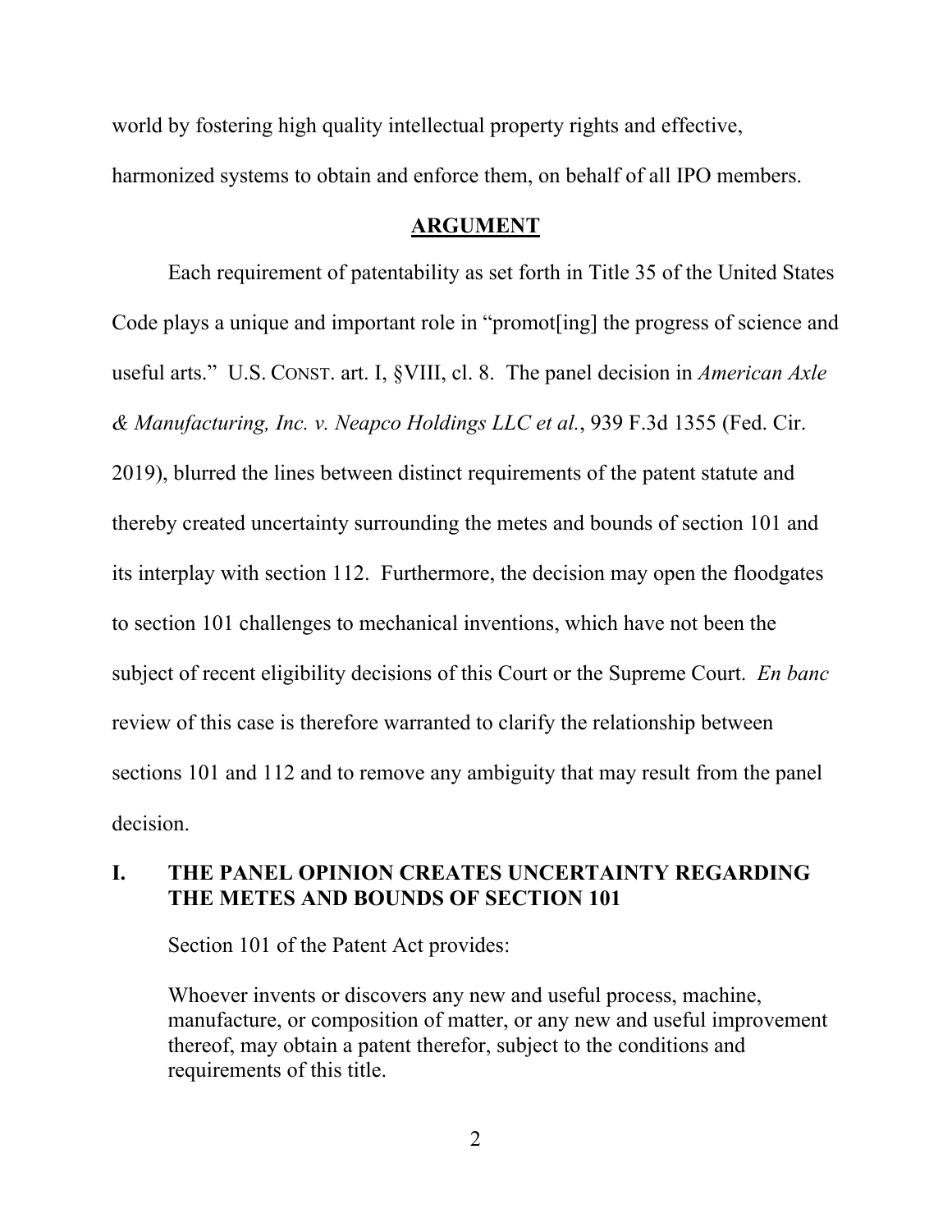world by fostering high quality intellectual property rights and effective, harmonized systems to obtain and enforce them, on behalf of all IPO members.

## ARGUMENT

Each requirement of patentability as set forth in Title 35 of the United States Code plays a unique and important role in "promot[ing] the progress of science and useful arts." U.S. CONST. art. I, §VIII, cl. 8. The panel decision in *American Axle & Manufacturing, Inc. v. Neapco Holdings LLC et al.*, 939 F.3d 1355 (Fed. Cir. 2019), blurred the lines between distinct requirements of the patent statute and thereby created uncertainty surrounding the metes and bounds of section 101 and its interplay with section 112. Furthermore, the decision may open the floodgates to section 101 challenges to mechanical inventions, which have not been the subject of recent eligibility decisions of this Court or the Supreme Court. *En banc* review of this case is therefore warranted to clarify the relationship between sections 101 and 112 and to remove any ambiguity that may result from the panel decision.

### I. THE PANEL OPINION CREATES UNCERTAINTY REGARDING THE METES AND BOUNDS OF SECTION 101

Section 101 of the Patent Act provides:

> Whoever invents or discovers any new and useful process, machine, manufacture, or composition of matter, or any new and useful improvement thereof, may obtain a patent therefor, subject to the conditions and requirements of this title.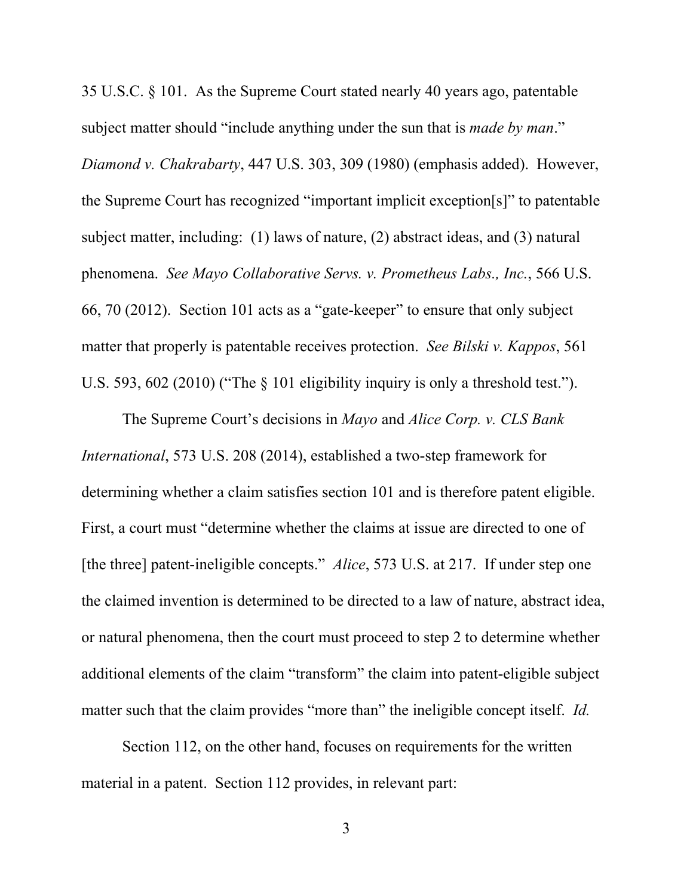35 U.S.C. § 101. As the Supreme Court stated nearly 40 years ago, patentable subject matter should "include anything under the sun that is *made by man*." *Diamond v. Chakrabarty*, 447 U.S. 303, 309 (1980) (emphasis added). However, the Supreme Court has recognized "important implicit exception[s]" to patentable subject matter, including: (1) laws of nature, (2) abstract ideas, and (3) natural phenomena. *See Mayo Collaborative Servs. v. Prometheus Labs., Inc.*, 566 U.S. 66, 70 (2012). Section 101 acts as a "gate-keeper" to ensure that only subject matter that properly is patentable receives protection. *See Bilski v. Kappos*, 561 U.S. 593, 602 (2010) ("The § 101 eligibility inquiry is only a threshold test.").

The Supreme Court's decisions in *Mayo* and *Alice Corp. v. CLS Bank International*, 573 U.S. 208 (2014), established a two-step framework for determining whether a claim satisfies section 101 and is therefore patent eligible. First, a court must "determine whether the claims at issue are directed to one of [the three] patent-ineligible concepts." *Alice*, 573 U.S. at 217. If under step one the claimed invention is determined to be directed to a law of nature, abstract idea, or natural phenomena, then the court must proceed to step 2 to determine whether additional elements of the claim "transform" the claim into patent-eligible subject matter such that the claim provides "more than" the ineligible concept itself. *Id.*

Section 112, on the other hand, focuses on requirements for the written material in a patent. Section 112 provides, in relevant part: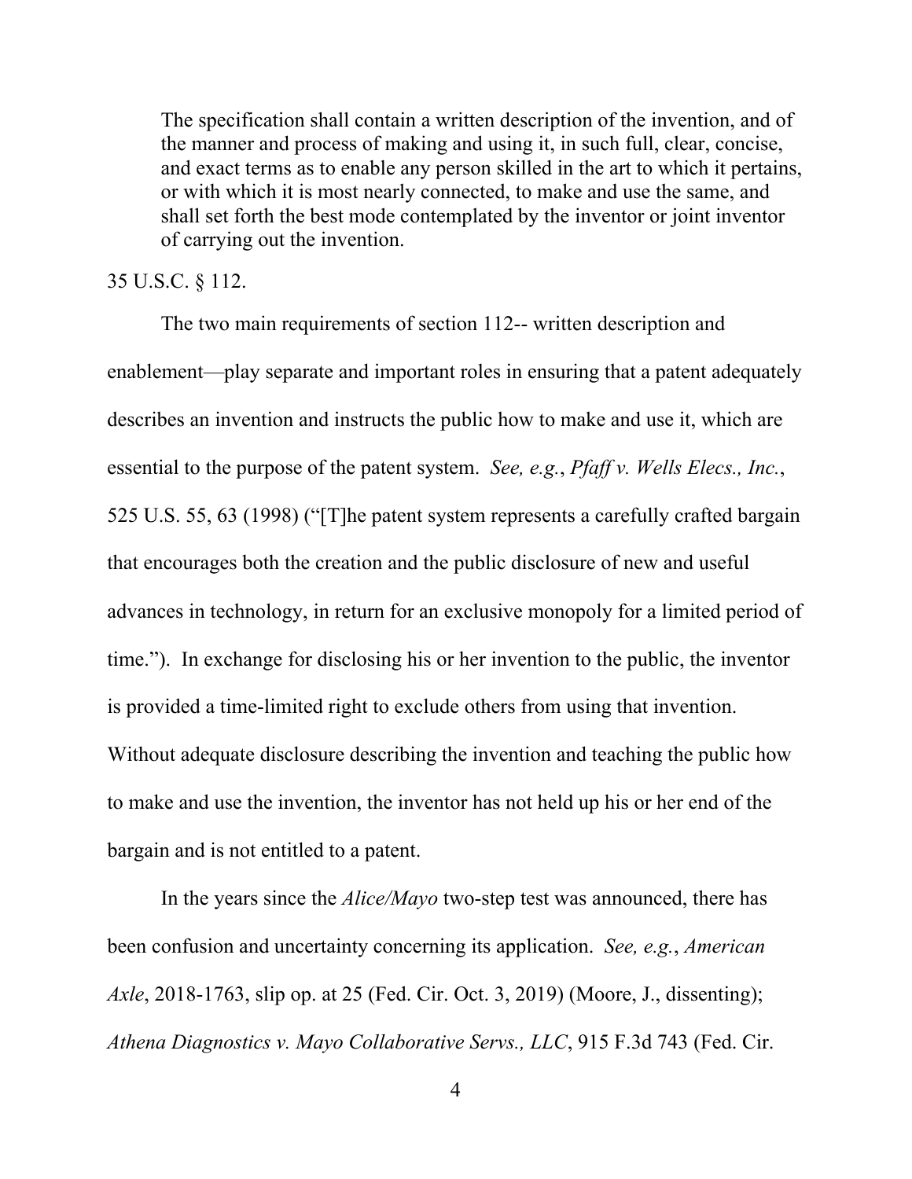> The specification shall contain a written description of the invention, and of the manner and process of making and using it, in such full, clear, concise, and exact terms as to enable any person skilled in the art to which it pertains, or with which it is most nearly connected, to make and use the same, and shall set forth the best mode contemplated by the inventor or joint inventor of carrying out the invention.

35 U.S.C. § 112.

The two main requirements of section 112-- written description and enablement—play separate and important roles in ensuring that a patent adequately describes an invention and instructs the public how to make and use it, which are essential to the purpose of the patent system. *See, e.g.*, *Pfaff v. Wells Elecs., Inc.*, 525 U.S. 55, 63 (1998) ("[T]he patent system represents a carefully crafted bargain that encourages both the creation and the public disclosure of new and useful advances in technology, in return for an exclusive monopoly for a limited period of time."). In exchange for disclosing his or her invention to the public, the inventor is provided a time-limited right to exclude others from using that invention. Without adequate disclosure describing the invention and teaching the public how to make and use the invention, the inventor has not held up his or her end of the bargain and is not entitled to a patent.

In the years since the *Alice/Mayo* two-step test was announced, there has been confusion and uncertainty concerning its application. *See, e.g.*, *American Axle*, 2018-1763, slip op. at 25 (Fed. Cir. Oct. 3, 2019) (Moore, J., dissenting); *Athena Diagnostics v. Mayo Collaborative Servs., LLC*, 915 F.3d 743 (Fed. Cir.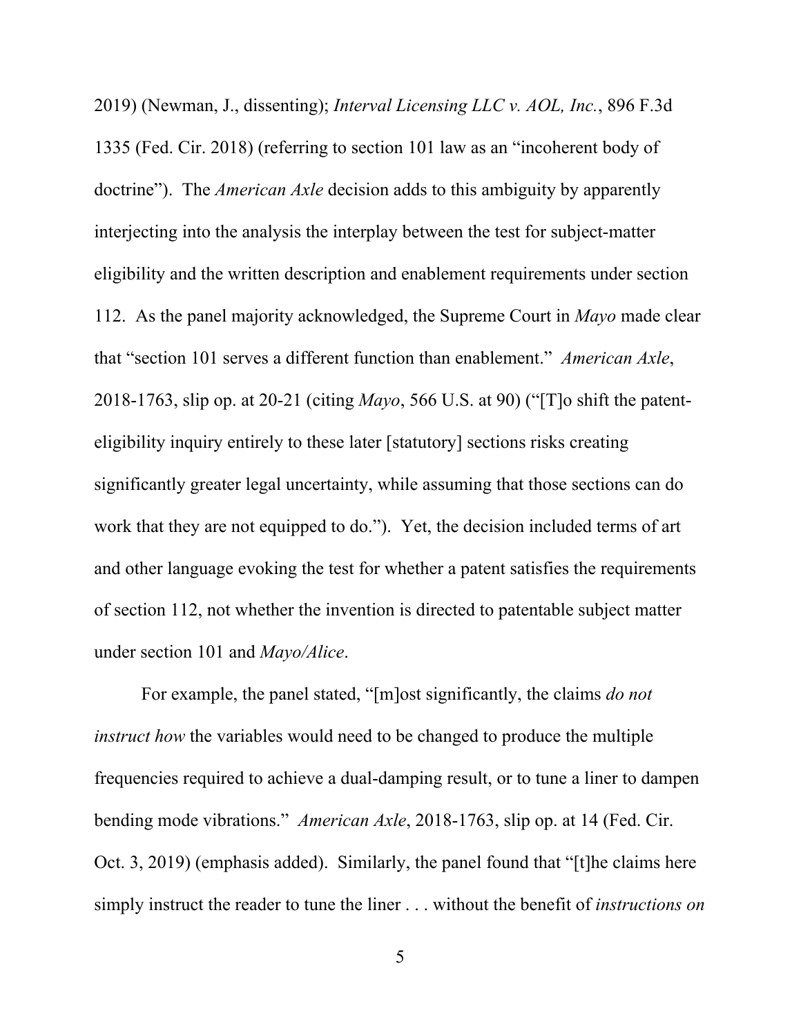2019) (Newman, J., dissenting); *Interval Licensing LLC v. AOL, Inc.*, 896 F.3d 1335 (Fed. Cir. 2018) (referring to section 101 law as an "incoherent body of doctrine"). The *American Axle* decision adds to this ambiguity by apparently interjecting into the analysis the interplay between the test for subject-matter eligibility and the written description and enablement requirements under section 112. As the panel majority acknowledged, the Supreme Court in *Mayo* made clear that "section 101 serves a different function than enablement." *American Axle*, 2018-1763, slip op. at 20-21 (citing *Mayo*, 566 U.S. at 90) ("[T]o shift the patent-eligibility inquiry entirely to these later [statutory] sections risks creating significantly greater legal uncertainty, while assuming that those sections can do work that they are not equipped to do."). Yet, the decision included terms of art and other language evoking the test for whether a patent satisfies the requirements of section 112, not whether the invention is directed to patentable subject matter under section 101 and *Mayo/Alice*.

For example, the panel stated, "[m]ost significantly, the claims *do not instruct how* the variables would need to be changed to produce the multiple frequencies required to achieve a dual-damping result, or to tune a liner to dampen bending mode vibrations." *American Axle*, 2018-1763, slip op. at 14 (Fed. Cir. Oct. 3, 2019) (emphasis added). Similarly, the panel found that "[t]he claims here simply instruct the reader to tune the liner . . . without the benefit of *instructions on*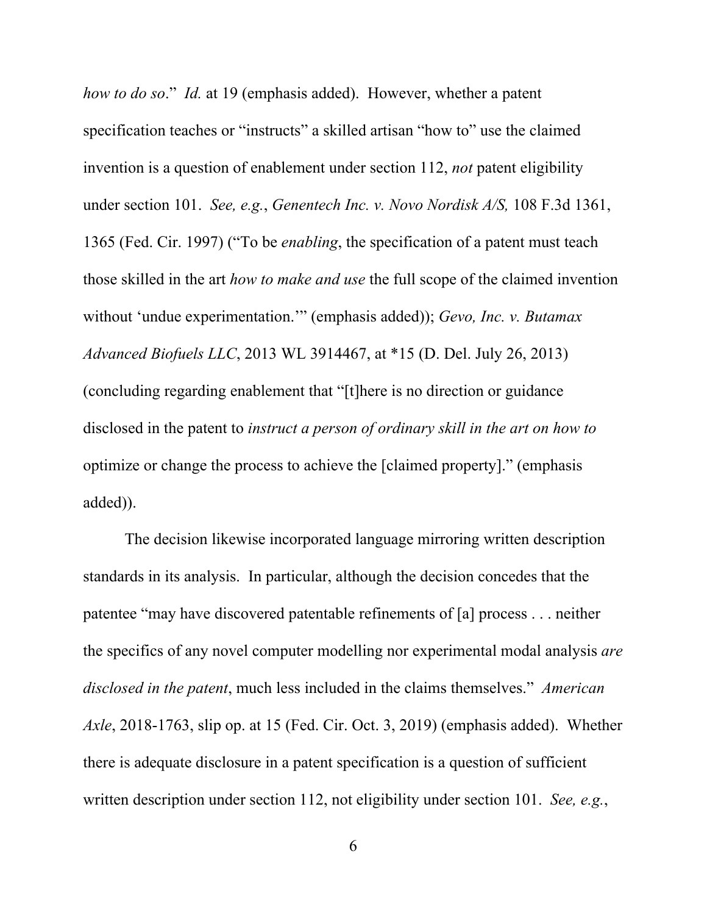*how to do so*." *Id.* at 19 (emphasis added). However, whether a patent specification teaches or "instructs" a skilled artisan "how to" use the claimed invention is a question of enablement under section 112, *not* patent eligibility under section 101. *See, e.g.*, *Genentech Inc. v. Novo Nordisk A/S,* 108 F.3d 1361, 1365 (Fed. Cir. 1997) ("To be *enabling*, the specification of a patent must teach those skilled in the art *how to make and use* the full scope of the claimed invention without 'undue experimentation.'" (emphasis added)); *Gevo, Inc. v. Butamax Advanced Biofuels LLC*, 2013 WL 3914467, at *15 (D. Del. July 26, 2013) (concluding regarding enablement that "[t]here is no direction or guidance disclosed in the patent to *instruct a person of ordinary skill in the art on how to* optimize or change the process to achieve the [claimed property]." (emphasis added)).

The decision likewise incorporated language mirroring written description standards in its analysis. In particular, although the decision concedes that the patentee "may have discovered patentable refinements of [a] process . . . neither the specifics of any novel computer modelling nor experimental modal analysis *are disclosed in the patent*, much less included in the claims themselves." *American Axle*, 2018-1763, slip op. at 15 (Fed. Cir. Oct. 3, 2019) (emphasis added). Whether there is adequate disclosure in a patent specification is a question of sufficient written description under section 112, not eligibility under section 101. *See, e.g.*,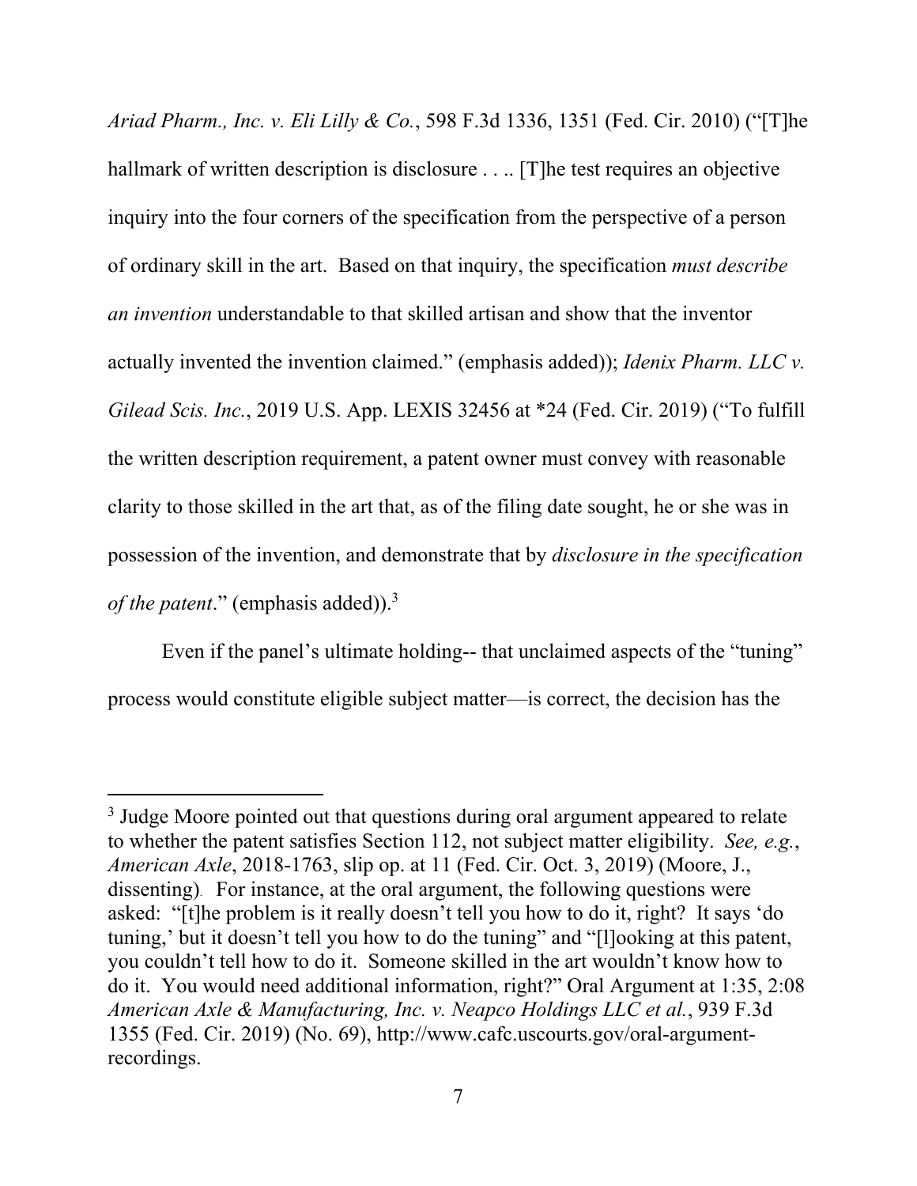*Ariad Pharm., Inc. v. Eli Lilly & Co.*, 598 F.3d 1336, 1351 (Fed. Cir. 2010) ("[T]he hallmark of written description is disclosure . . .. [T]he test requires an objective inquiry into the four corners of the specification from the perspective of a person of ordinary skill in the art. Based on that inquiry, the specification *must describe an invention* understandable to that skilled artisan and show that the inventor actually invented the invention claimed." (emphasis added)); *Idenix Pharm. LLC v. Gilead Scis. Inc.*, 2019 U.S. App. LEXIS 32456 at *24 (Fed. Cir. 2019) ("To fulfill the written description requirement, a patent owner must convey with reasonable clarity to those skilled in the art that, as of the filing date sought, he or she was in possession of the invention, and demonstrate that by *disclosure in the specification of the patent*." (emphasis added)).[3]

Even if the panel's ultimate holding-- that unclaimed aspects of the "tuning" process would constitute eligible subject matter—is correct, the decision has the

---

[3] Judge Moore pointed out that questions during oral argument appeared to relate to whether the patent satisfies Section 112, not subject matter eligibility. *See, e.g.*, *American Axle*, 2018-1763, slip op. at 11 (Fed. Cir. Oct. 3, 2019) (Moore, J., dissenting). For instance, at the oral argument, the following questions were asked: "[t]he problem is it really doesn't tell you how to do it, right? It says 'do tuning,' but it doesn't tell you how to do the tuning" and "[l]ooking at this patent, you couldn't tell how to do it. Someone skilled in the art wouldn't know how to do it. You would need additional information, right?" Oral Argument at 1:35, 2:08 *American Axle & Manufacturing, Inc. v. Neapco Holdings LLC et al.*, 939 F.3d 1355 (Fed. Cir. 2019) (No. 69), http://www.cafc.uscourts.gov/oral-argument-recordings.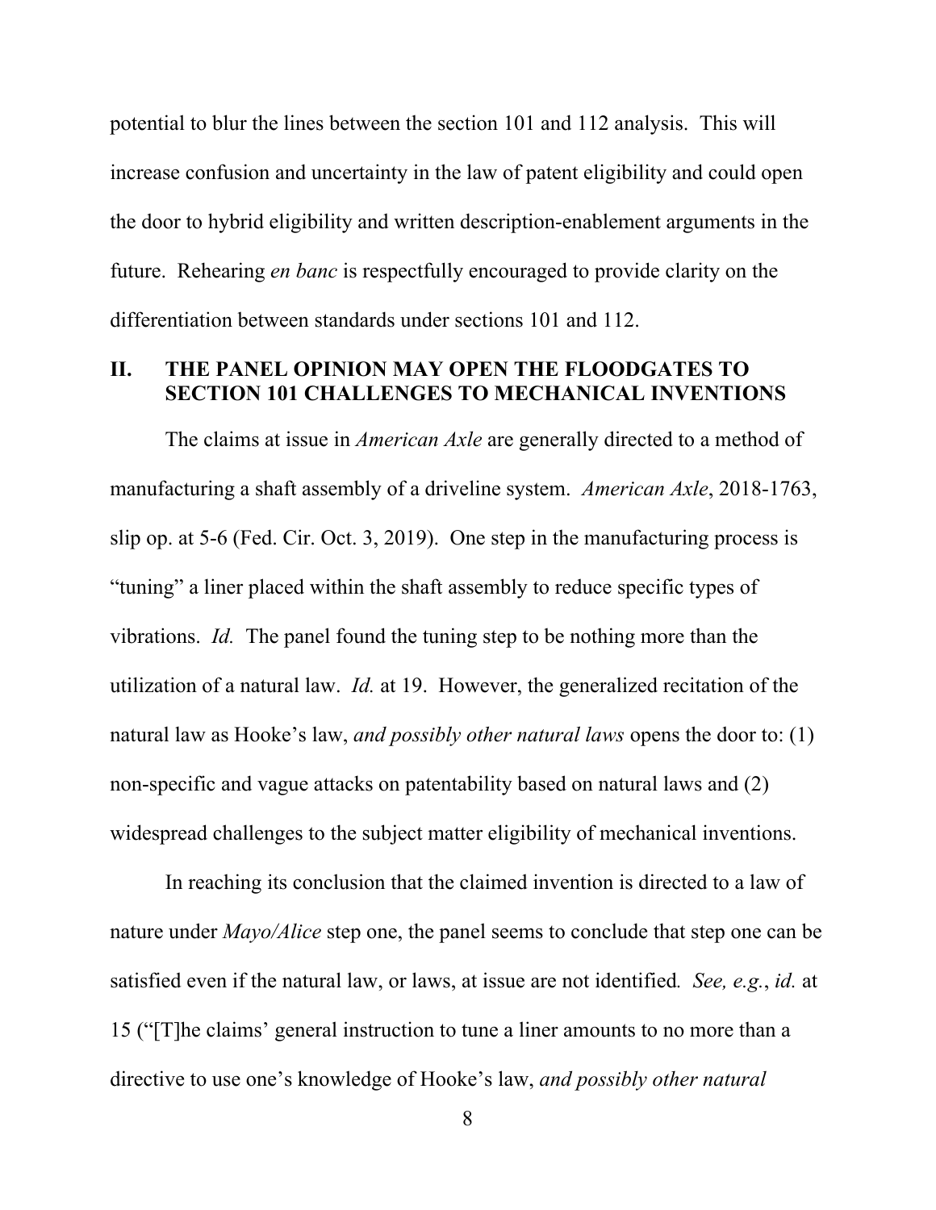potential to blur the lines between the section 101 and 112 analysis. This will increase confusion and uncertainty in the law of patent eligibility and could open the door to hybrid eligibility and written description-enablement arguments in the future. Rehearing *en banc* is respectfully encouraged to provide clarity on the differentiation between standards under sections 101 and 112.

## II. THE PANEL OPINION MAY OPEN THE FLOODGATES TO SECTION 101 CHALLENGES TO MECHANICAL INVENTIONS

The claims at issue in *American Axle* are generally directed to a method of manufacturing a shaft assembly of a driveline system. *American Axle*, 2018-1763, slip op. at 5-6 (Fed. Cir. Oct. 3, 2019). One step in the manufacturing process is "tuning" a liner placed within the shaft assembly to reduce specific types of vibrations. *Id.* The panel found the tuning step to be nothing more than the utilization of a natural law. *Id.* at 19. However, the generalized recitation of the natural law as Hooke's law, *and possibly other natural laws* opens the door to: (1) non-specific and vague attacks on patentability based on natural laws and (2) widespread challenges to the subject matter eligibility of mechanical inventions.

In reaching its conclusion that the claimed invention is directed to a law of nature under *Mayo/Alice* step one, the panel seems to conclude that step one can be satisfied even if the natural law, or laws, at issue are not identified*. See, e.g.*, *id.* at 15 ("[T]he claims' general instruction to tune a liner amounts to no more than a directive to use one's knowledge of Hooke's law, *and possibly other natural*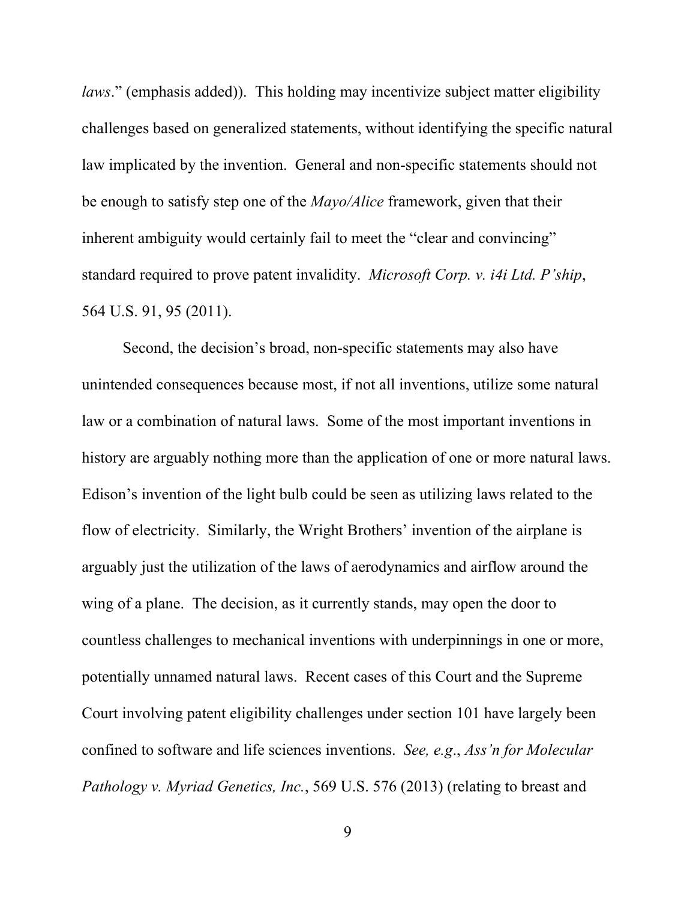*laws*." (emphasis added)). This holding may incentivize subject matter eligibility challenges based on generalized statements, without identifying the specific natural law implicated by the invention. General and non-specific statements should not be enough to satisfy step one of the *Mayo/Alice* framework, given that their inherent ambiguity would certainly fail to meet the "clear and convincing" standard required to prove patent invalidity. *Microsoft Corp. v. i4i Ltd. P'ship*, 564 U.S. 91, 95 (2011).

Second, the decision's broad, non-specific statements may also have unintended consequences because most, if not all inventions, utilize some natural law or a combination of natural laws. Some of the most important inventions in history are arguably nothing more than the application of one or more natural laws. Edison's invention of the light bulb could be seen as utilizing laws related to the flow of electricity. Similarly, the Wright Brothers' invention of the airplane is arguably just the utilization of the laws of aerodynamics and airflow around the wing of a plane. The decision, as it currently stands, may open the door to countless challenges to mechanical inventions with underpinnings in one or more, potentially unnamed natural laws. Recent cases of this Court and the Supreme Court involving patent eligibility challenges under section 101 have largely been confined to software and life sciences inventions. *See, e.g.*, *Ass'n for Molecular Pathology v. Myriad Genetics, Inc.*, 569 U.S. 576 (2013) (relating to breast and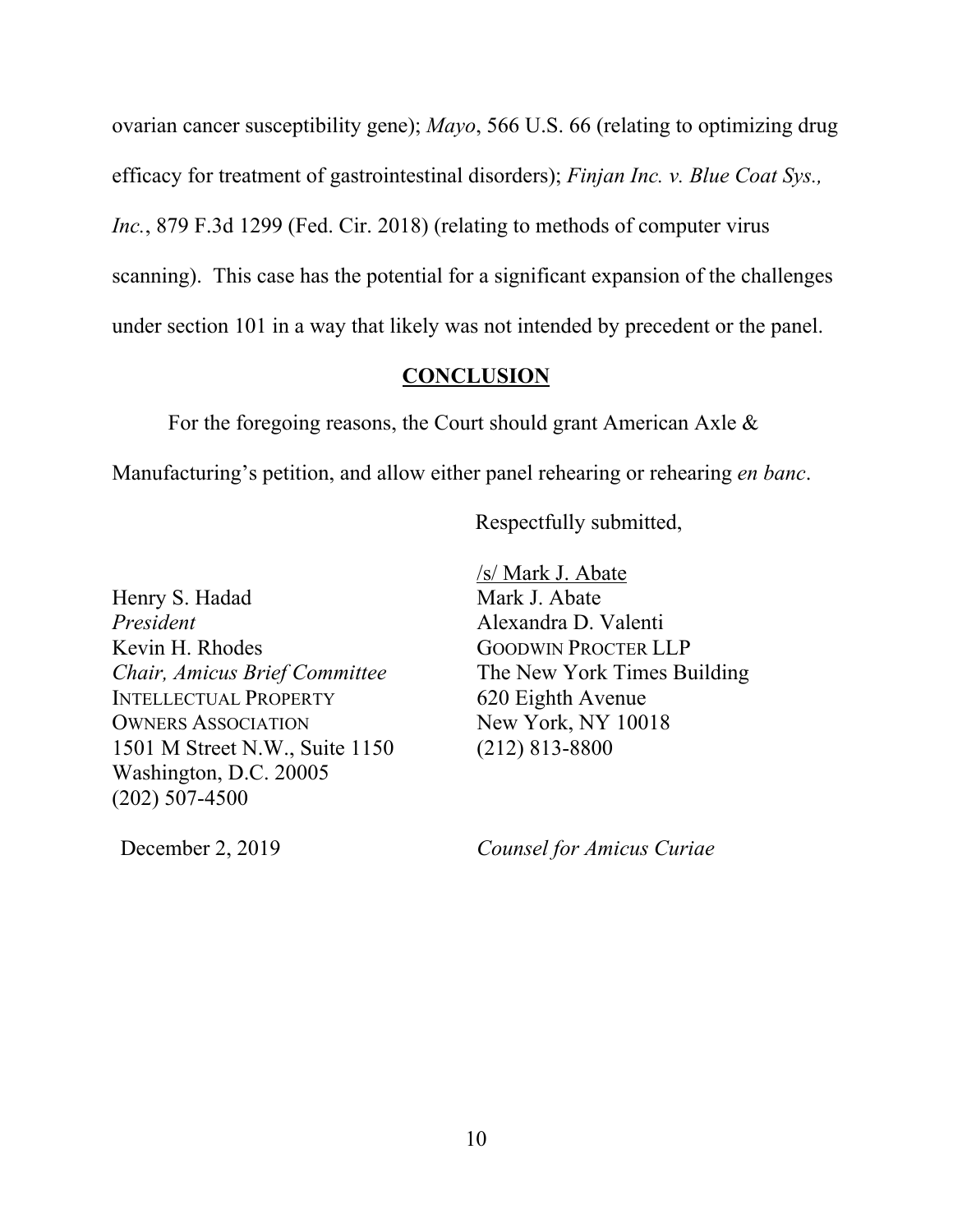ovarian cancer susceptibility gene); *Mayo*, 566 U.S. 66 (relating to optimizing drug efficacy for treatment of gastrointestinal disorders); *Finjan Inc. v. Blue Coat Sys., Inc.*, 879 F.3d 1299 (Fed. Cir. 2018) (relating to methods of computer virus scanning). This case has the potential for a significant expansion of the challenges under section 101 in a way that likely was not intended by precedent or the panel.

## CONCLUSION

For the foregoing reasons, the Court should grant American Axle & Manufacturing's petition, and allow either panel rehearing or rehearing *en banc*.

Respectfully submitted,

/s/ Mark J. Abate
Mark J. Abate
Alexandra D. Valenti
GOODWIN PROCTER LLP
The New York Times Building
620 Eighth Avenue
New York, NY 10018
(212) 813-8800

*Counsel for Amicus Curiae*

Henry S. Hadad
*President*
Kevin H. Rhodes
*Chair, Amicus Brief Committee*
INTELLECTUAL PROPERTY OWNERS ASSOCIATION
1501 M Street N.W., Suite 1150
Washington, D.C. 20005
(202) 507-4500

December 2, 2019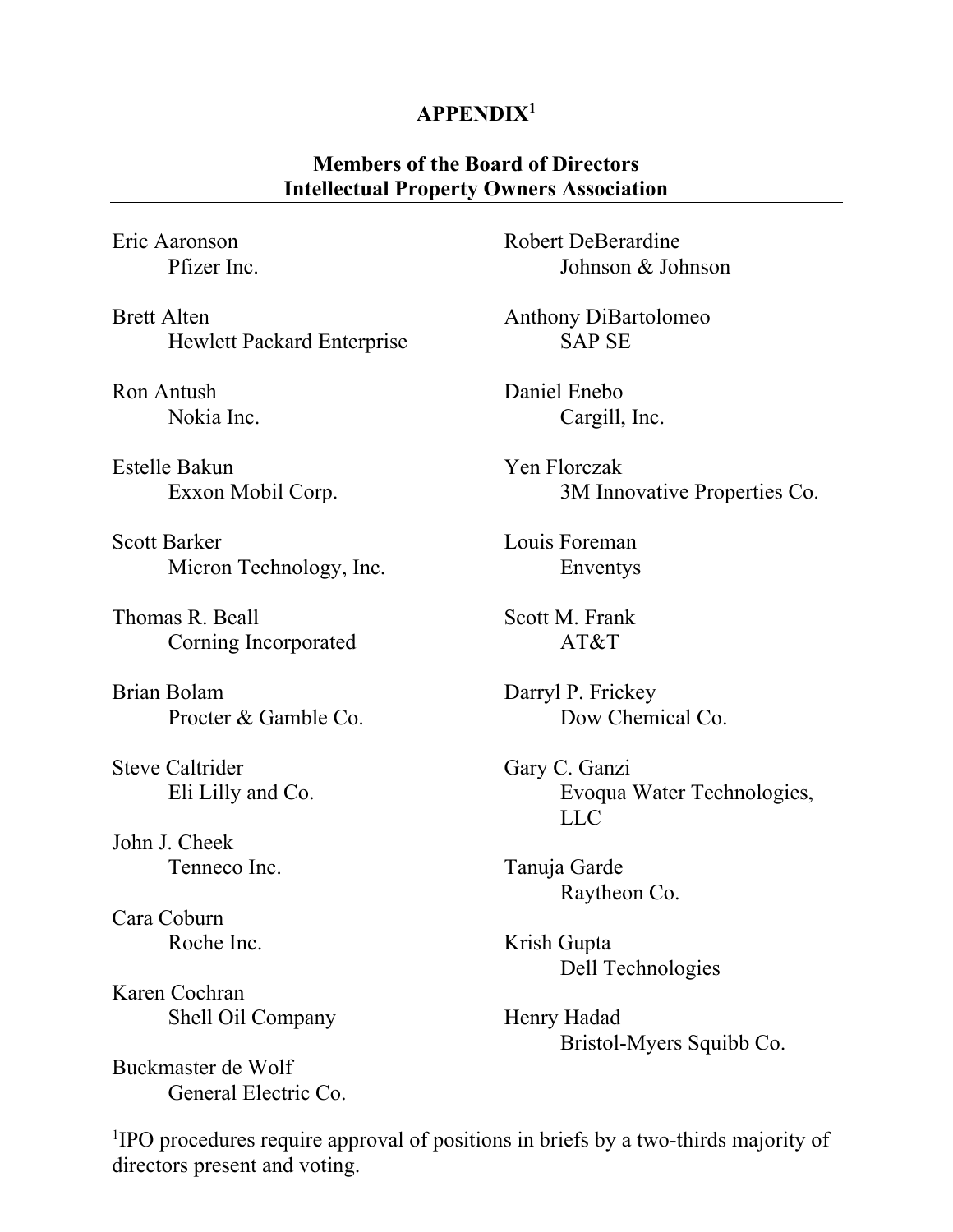## APPENDIX[1]

### Members of the Board of Directors
### Intellectual Property Owners Association

Eric Aaronson
Pfizer Inc.

Brett Alten
Hewlett Packard Enterprise

Ron Antush
Nokia Inc.

Estelle Bakun
Exxon Mobil Corp.

Scott Barker
Micron Technology, Inc.

Thomas R. Beall
Corning Incorporated

Brian Bolam
Procter & Gamble Co.

Steve Caltrider
Eli Lilly and Co.

John J. Cheek
Tenneco Inc.

Cara Coburn
Roche Inc.

Karen Cochran
Shell Oil Company

Buckmaster de Wolf
General Electric Co.

Robert DeBerardine
Johnson & Johnson

Anthony DiBartolomeo
SAP SE

Daniel Enebo
Cargill, Inc.

Yen Florczak
3M Innovative Properties Co.

Louis Foreman
Enventys

Scott M. Frank
AT&T

Darryl P. Frickey
Dow Chemical Co.

Gary C. Ganzi
Evoqua Water Technologies, LLC

Tanuja Garde
Raytheon Co.

Krish Gupta
Dell Technologies

Henry Hadad
Bristol-Myers Squibb Co.

[1] IPO procedures require approval of positions in briefs by a two-thirds majority of directors present and voting.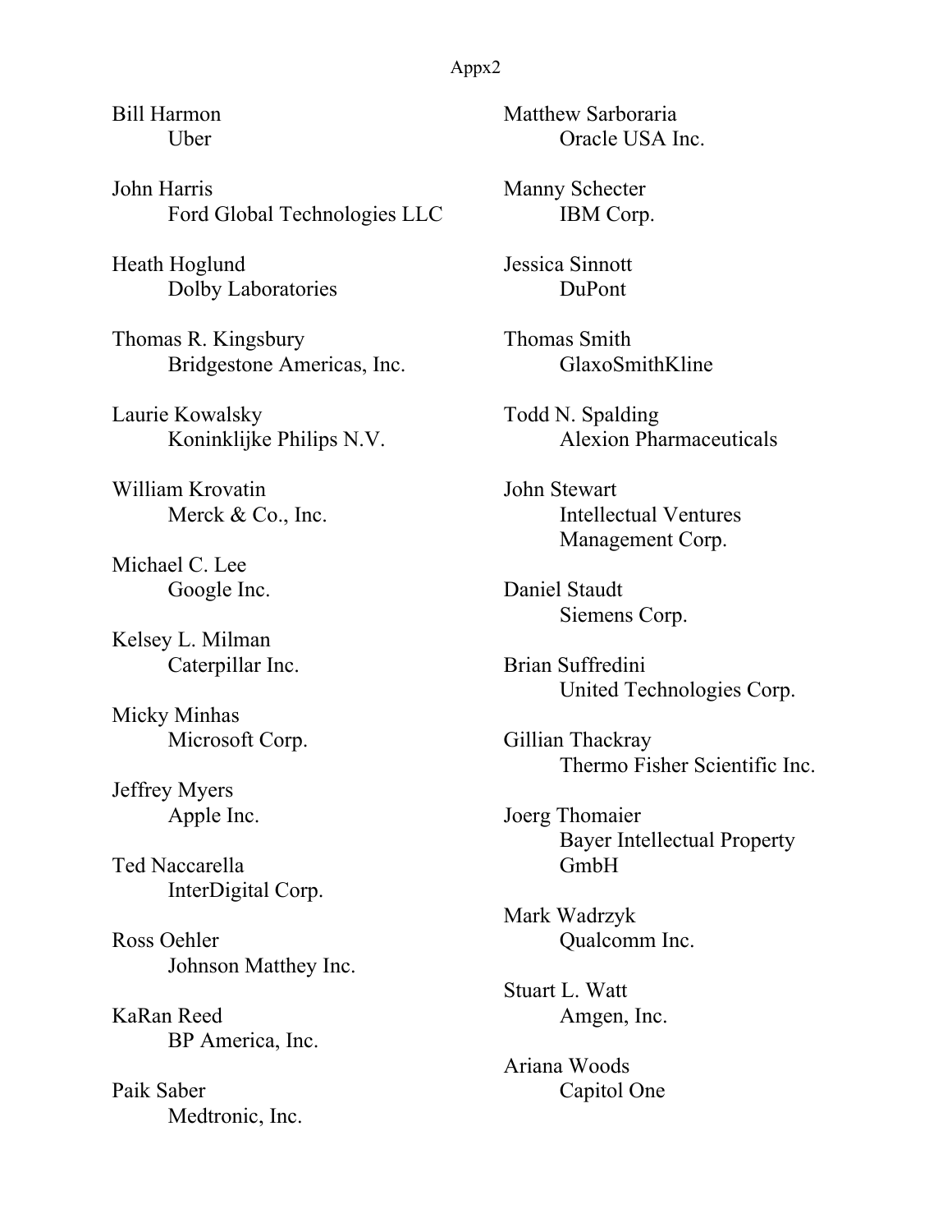Bill Harmon
Uber

John Harris
Ford Global Technologies LLC

Heath Hoglund
Dolby Laboratories

Thomas R. Kingsbury
Bridgestone Americas, Inc.

Laurie Kowalsky
Koninklijke Philips N.V.

William Krovatin
Merck & Co., Inc.

Michael C. Lee
Google Inc.

Kelsey L. Milman
Caterpillar Inc.

Micky Minhas
Microsoft Corp.

Jeffrey Myers
Apple Inc.

Ted Naccarella
InterDigital Corp.

Ross Oehler
Johnson Matthey Inc.

KaRan Reed
BP America, Inc.

Paik Saber
Medtronic, Inc.

Matthew Sarboraria
Oracle USA Inc.

Manny Schecter
IBM Corp.

Jessica Sinnott
DuPont

Thomas Smith
GlaxoSmithKline

Todd N. Spalding
Alexion Pharmaceuticals

John Stewart
Intellectual Ventures Management Corp.

Daniel Staudt
Siemens Corp.

Brian Suffredini
United Technologies Corp.

Gillian Thackray
Thermo Fisher Scientific Inc.

Joerg Thomaier
Bayer Intellectual Property GmbH

Mark Wadrzyk
Qualcomm Inc.

Stuart L. Watt
Amgen, Inc.

Ariana Woods
Capitol One